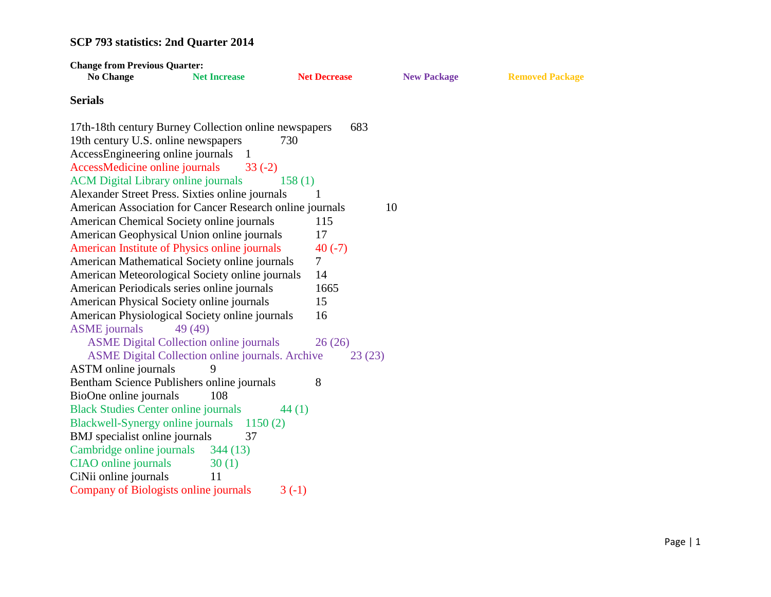# SCP 793 statistics: 2nd Quarter 2014

**Change from Previous Quarter:**

**No Change** **Net Increase** **Net Decrease** **New Package** **Removed Package**

## Serials

17th-18th century Burney Collection online newspapers 683
19th century U.S. online newspapers 730
AccessEngineering online journals 1
AccessMedicine online journals 33 (-2)
ACM Digital Library online journals 158 (1)
Alexander Street Press. Sixties online journals 1
American Association for Cancer Research online journals 10
American Chemical Society online journals 115
American Geophysical Union online journals 17
American Institute of Physics online journals 40 (-7)
American Mathematical Society online journals 7
American Meteorological Society online journals 14
American Periodicals series online journals 1665
American Physical Society online journals 15
American Physiological Society online journals 16
ASME journals 49 (49)
- ASME Digital Collection online journals 26 (26)
- ASME Digital Collection online journals. Archive 23 (23)

ASTM online journals 9
Bentham Science Publishers online journals 8
BioOne online journals 108
Black Studies Center online journals 44 (1)
Blackwell-Synergy online journals 1150 (2)
BMJ specialist online journals 37
Cambridge online journals 344 (13)
CIAO online journals 30 (1)
CiNii online journals 11
Company of Biologists online journals 3 (-1)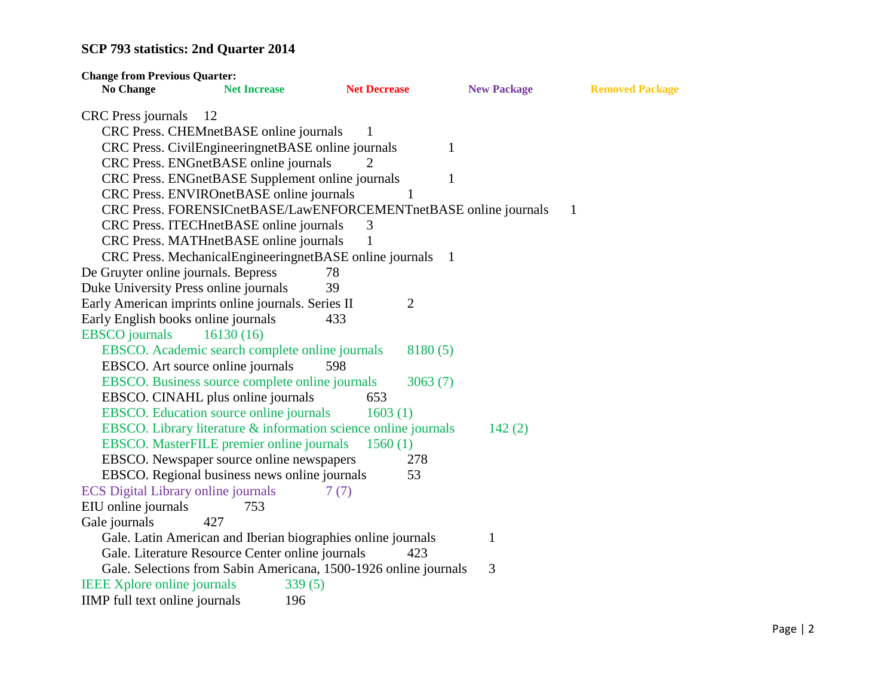**SCP 793 statistics: 2nd Quarter 2014**

**Change from Previous Quarter:**

**No Change** **Net Increase** **Net Decrease** **New Package** **Removed Package**

CRC Press journals 12

- CRC Press. CHEMnetBASE online journals 1
- CRC Press. CivilEngineeringnetBASE online journals 1
- CRC Press. ENGnetBASE online journals 2
- CRC Press. ENGnetBASE Supplement online journals 1
- CRC Press. ENVIROnetBASE online journals 1
- CRC Press. FORENSICnetBASE/LawENFORCEMENTnetBASE online journals 1
- CRC Press. ITECHnetBASE online journals 3
- CRC Press. MATHnetBASE online journals 1
- CRC Press. MechanicalEngineeringnetBASE online journals 1

De Gruyter online journals. Bepress 78

Duke University Press online journals 39

Early American imprints online journals. Series II 2

Early English books online journals 433

EBSCO journals 16130 (16)

- EBSCO. Academic search complete online journals 8180 (5)
- EBSCO. Art source online journals 598
- EBSCO. Business source complete online journals 3063 (7)
- EBSCO. CINAHL plus online journals 653
- EBSCO. Education source online journals 1603 (1)
- EBSCO. Library literature & information science online journals 142 (2)
- EBSCO. MasterFILE premier online journals 1560 (1)
- EBSCO. Newspaper source online newspapers 278
- EBSCO. Regional business news online journals 53

ECS Digital Library online journals 7 (7)

EIU online journals 753

Gale journals 427

- Gale. Latin American and Iberian biographies online journals 1
- Gale. Literature Resource Center online journals 423
- Gale. Selections from Sabin Americana, 1500-1926 online journals 3

IEEE Xplore online journals 339 (5)

IIMP full text online journals 196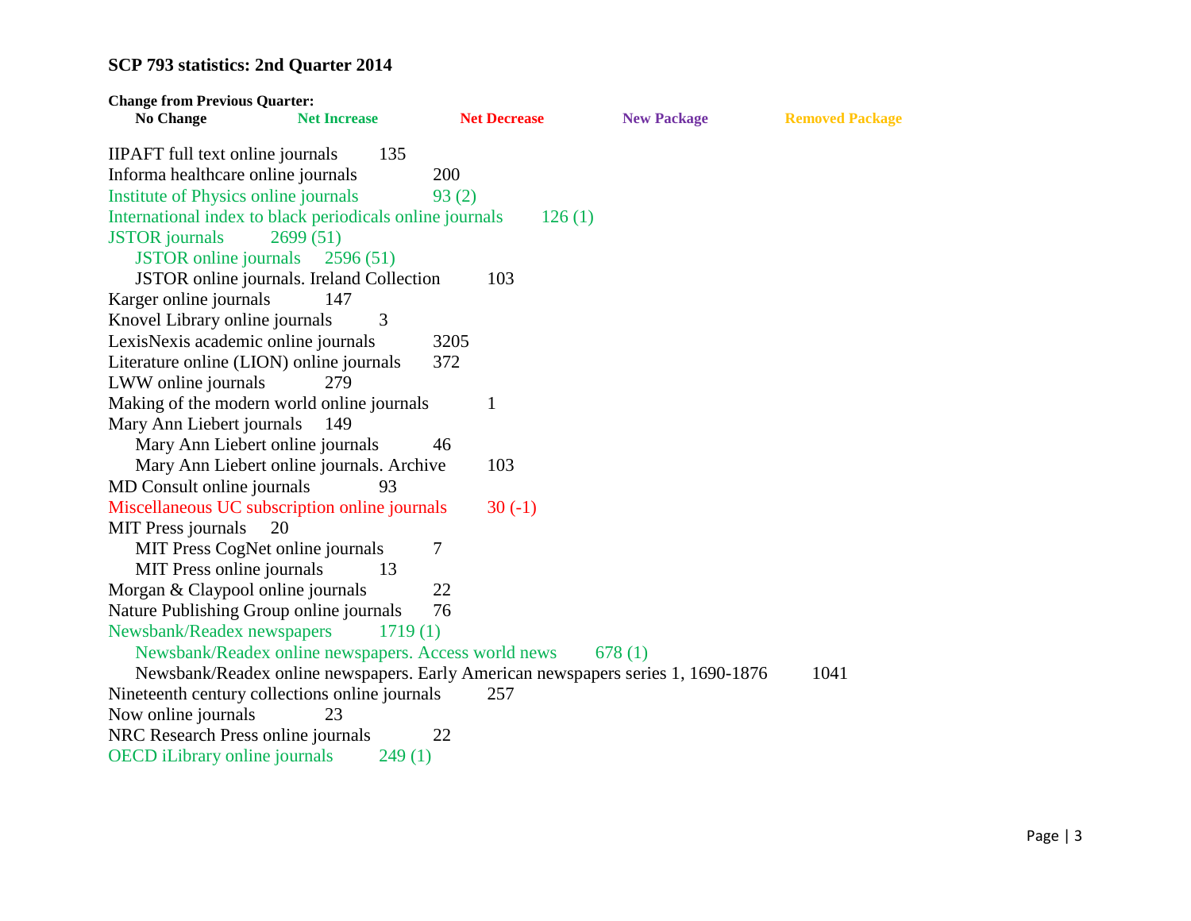**SCP 793 statistics: 2nd Quarter 2014**

**Change from Previous Quarter:**

**No Change** **Net Increase** **Net Decrease** **New Package** **Removed Package**

IIPAFT full text online journals 135
Informa healthcare online journals 200
Institute of Physics online journals 93 (2)
International index to black periodicals online journals 126 (1)
JSTOR journals 2699 (51)
- JSTOR online journals 2596 (51)
- JSTOR online journals. Ireland Collection 103

Karger online journals 147
Knovel Library online journals 3
LexisNexis academic online journals 3205
Literature online (LION) online journals 372
LWW online journals 279
Making of the modern world online journals 1
Mary Ann Liebert journals 149
- Mary Ann Liebert online journals 46
- Mary Ann Liebert online journals. Archive 103

MD Consult online journals 93
Miscellaneous UC subscription online journals 30 (-1)
MIT Press journals 20
- MIT Press CogNet online journals 7
- MIT Press online journals 13

Morgan & Claypool online journals 22
Nature Publishing Group online journals 76
Newsbank/Readex newspapers 1719 (1)
- Newsbank/Readex online newspapers. Access world news 678 (1)
- Newsbank/Readex online newspapers. Early American newspapers series 1, 1690-1876 1041

Nineteenth century collections online journals 257
Now online journals 23
NRC Research Press online journals 22
OECD iLibrary online journals 249 (1)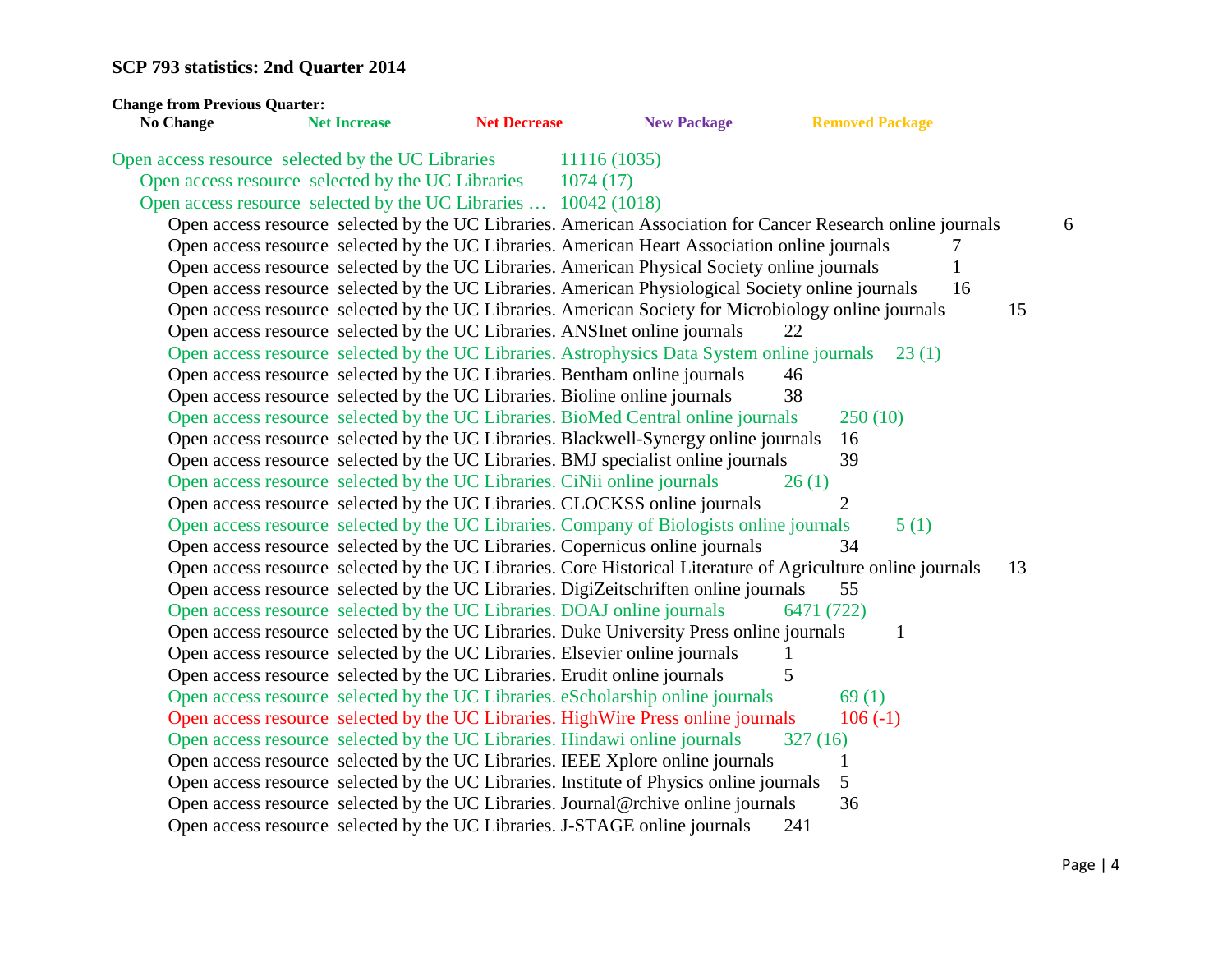**SCP 793 statistics: 2nd Quarter 2014**

**Change from Previous Quarter:**

**No Change** **Net Increase** **Net Decrease** **New Package** **Removed Package**

Open access resource selected by the UC Libraries 11116 (1035)

- Open access resource selected by the UC Libraries 1074 (17)
- Open access resource selected by the UC Libraries … 10042 (1018)
  - Open access resource selected by the UC Libraries. American Association for Cancer Research online journals 6
  - Open access resource selected by the UC Libraries. American Heart Association online journals 7
  - Open access resource selected by the UC Libraries. American Physical Society online journals 1
  - Open access resource selected by the UC Libraries. American Physiological Society online journals 16
  - Open access resource selected by the UC Libraries. American Society for Microbiology online journals 15
  - Open access resource selected by the UC Libraries. ANSInet online journals 22
  - Open access resource selected by the UC Libraries. Astrophysics Data System online journals 23 (1)
  - Open access resource selected by the UC Libraries. Bentham online journals 46
  - Open access resource selected by the UC Libraries. Bioline online journals 38
  - Open access resource selected by the UC Libraries. BioMed Central online journals 250 (10)
  - Open access resource selected by the UC Libraries. Blackwell-Synergy online journals 16
  - Open access resource selected by the UC Libraries. BMJ specialist online journals 39
  - Open access resource selected by the UC Libraries. CiNii online journals 26 (1)
  - Open access resource selected by the UC Libraries. CLOCKSS online journals 2
  - Open access resource selected by the UC Libraries. Company of Biologists online journals 5 (1)
  - Open access resource selected by the UC Libraries. Copernicus online journals 34
  - Open access resource selected by the UC Libraries. Core Historical Literature of Agriculture online journals 13
  - Open access resource selected by the UC Libraries. DigiZeitschriften online journals 55
  - Open access resource selected by the UC Libraries. DOAJ online journals 6471 (722)
  - Open access resource selected by the UC Libraries. Duke University Press online journals 1
  - Open access resource selected by the UC Libraries. Elsevier online journals 1
  - Open access resource selected by the UC Libraries. Erudit online journals 5
  - Open access resource selected by the UC Libraries. eScholarship online journals 69 (1)
  - Open access resource selected by the UC Libraries. HighWire Press online journals 106 (-1)
  - Open access resource selected by the UC Libraries. Hindawi online journals 327 (16)
  - Open access resource selected by the UC Libraries. IEEE Xplore online journals 1
  - Open access resource selected by the UC Libraries. Institute of Physics online journals 5
  - Open access resource selected by the UC Libraries. Journal@rchive online journals 36
  - Open access resource selected by the UC Libraries. J-STAGE online journals 241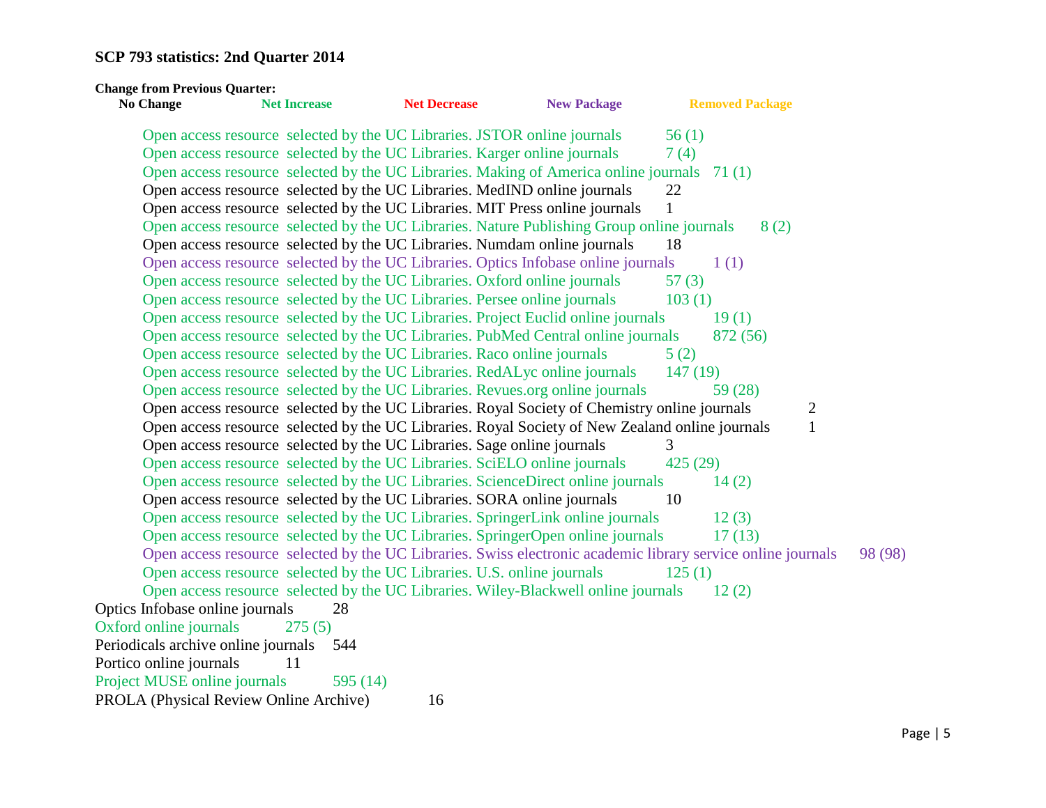**SCP 793 statistics: 2nd Quarter 2014**

**Change from Previous Quarter:**

**No Change** | **Net Increase** | **Net Decrease** | **New Package** | **Removed Package**

- Open access resource selected by the UC Libraries. JSTOR online journals 56 (1)
- Open access resource selected by the UC Libraries. Karger online journals 7 (4)
- Open access resource selected by the UC Libraries. Making of America online journals 71 (1)
- Open access resource selected by the UC Libraries. MedIND online journals 22
- Open access resource selected by the UC Libraries. MIT Press online journals 1
- Open access resource selected by the UC Libraries. Nature Publishing Group online journals 8 (2)
- Open access resource selected by the UC Libraries. Numdam online journals 18
- Open access resource selected by the UC Libraries. Optics Infobase online journals 1 (1)
- Open access resource selected by the UC Libraries. Oxford online journals 57 (3)
- Open access resource selected by the UC Libraries. Persee online journals 103 (1)
- Open access resource selected by the UC Libraries. Project Euclid online journals 19 (1)
- Open access resource selected by the UC Libraries. PubMed Central online journals 872 (56)
- Open access resource selected by the UC Libraries. Raco online journals 5 (2)
- Open access resource selected by the UC Libraries. RedALyc online journals 147 (19)
- Open access resource selected by the UC Libraries. Revues.org online journals 59 (28)
- Open access resource selected by the UC Libraries. Royal Society of Chemistry online journals 2
- Open access resource selected by the UC Libraries. Royal Society of New Zealand online journals 1
- Open access resource selected by the UC Libraries. Sage online journals 3
- Open access resource selected by the UC Libraries. SciELO online journals 425 (29)
- Open access resource selected by the UC Libraries. ScienceDirect online journals 14 (2)
- Open access resource selected by the UC Libraries. SORA online journals 10
- Open access resource selected by the UC Libraries. SpringerLink online journals 12 (3)
- Open access resource selected by the UC Libraries. SpringerOpen online journals 17 (13)
- Open access resource selected by the UC Libraries. Swiss electronic academic library service online journals 98 (98)
- Open access resource selected by the UC Libraries. U.S. online journals 125 (1)
- Open access resource selected by the UC Libraries. Wiley-Blackwell online journals 12 (2)

Optics Infobase online journals 28

Oxford online journals 275 (5)

Periodicals archive online journals 544

Portico online journals 11

Project MUSE online journals 595 (14)

PROLA (Physical Review Online Archive) 16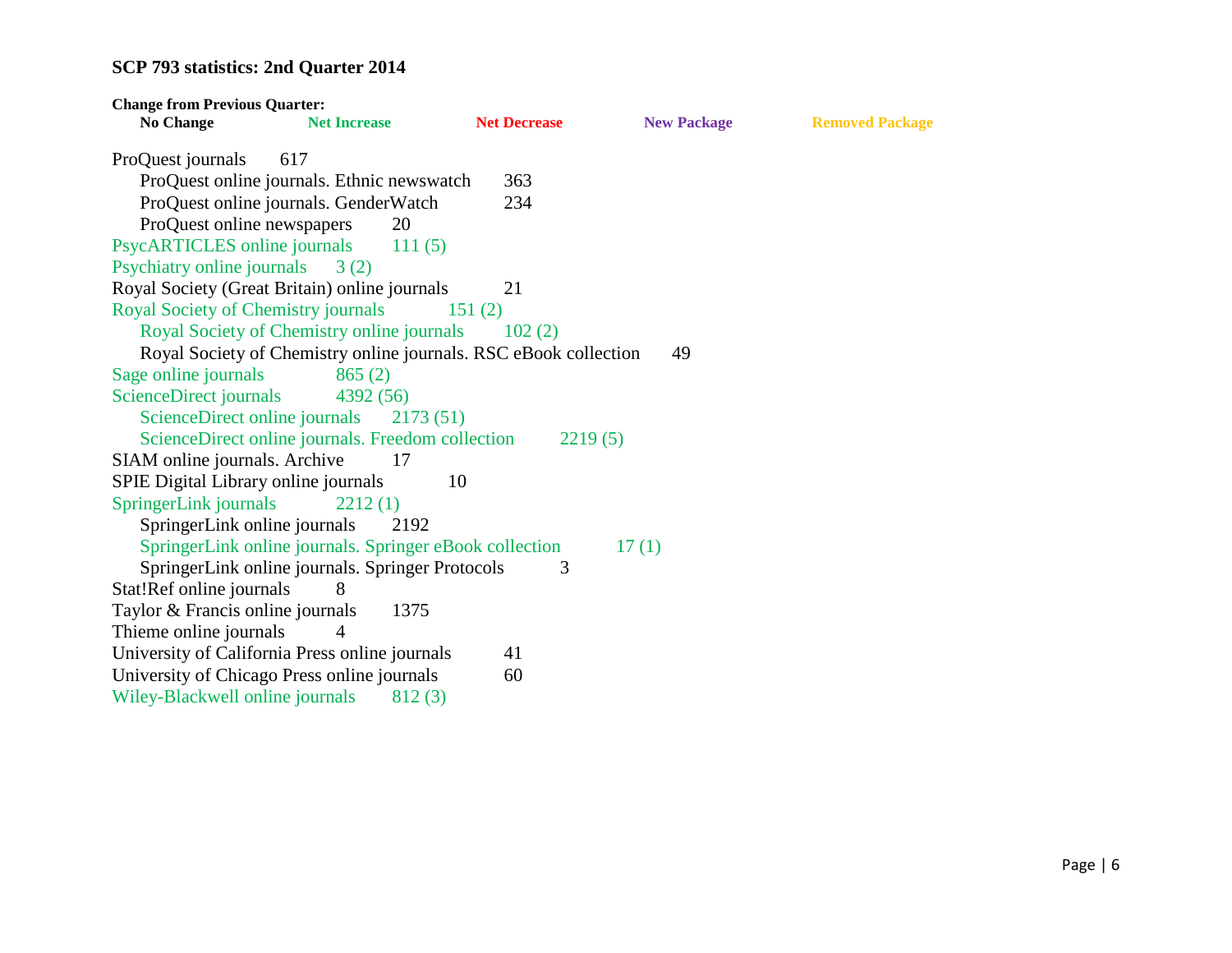### SCP 793 statistics: 2nd Quarter 2014

**Change from Previous Quarter:**

**No Change** **Net Increase** **Net Decrease** **New Package** **Removed Package**

ProQuest journals 617
- ProQuest online journals. Ethnic newswatch 363
- ProQuest online journals. GenderWatch 234
- ProQuest online newspapers 20

PsycARTICLES online journals 111 (5)

Psychiatry online journals 3 (2)

Royal Society (Great Britain) online journals 21

Royal Society of Chemistry journals 151 (2)
- Royal Society of Chemistry online journals 102 (2)
- Royal Society of Chemistry online journals. RSC eBook collection 49

Sage online journals 865 (2)

ScienceDirect journals 4392 (56)
- ScienceDirect online journals 2173 (51)
- ScienceDirect online journals. Freedom collection 2219 (5)

SIAM online journals. Archive 17

SPIE Digital Library online journals 10

SpringerLink journals 2212 (1)
- SpringerLink online journals 2192
- SpringerLink online journals. Springer eBook collection 17 (1)
- SpringerLink online journals. Springer Protocols 3

Stat!Ref online journals 8

Taylor & Francis online journals 1375

Thieme online journals 4

University of California Press online journals 41

University of Chicago Press online journals 60

Wiley-Blackwell online journals 812 (3)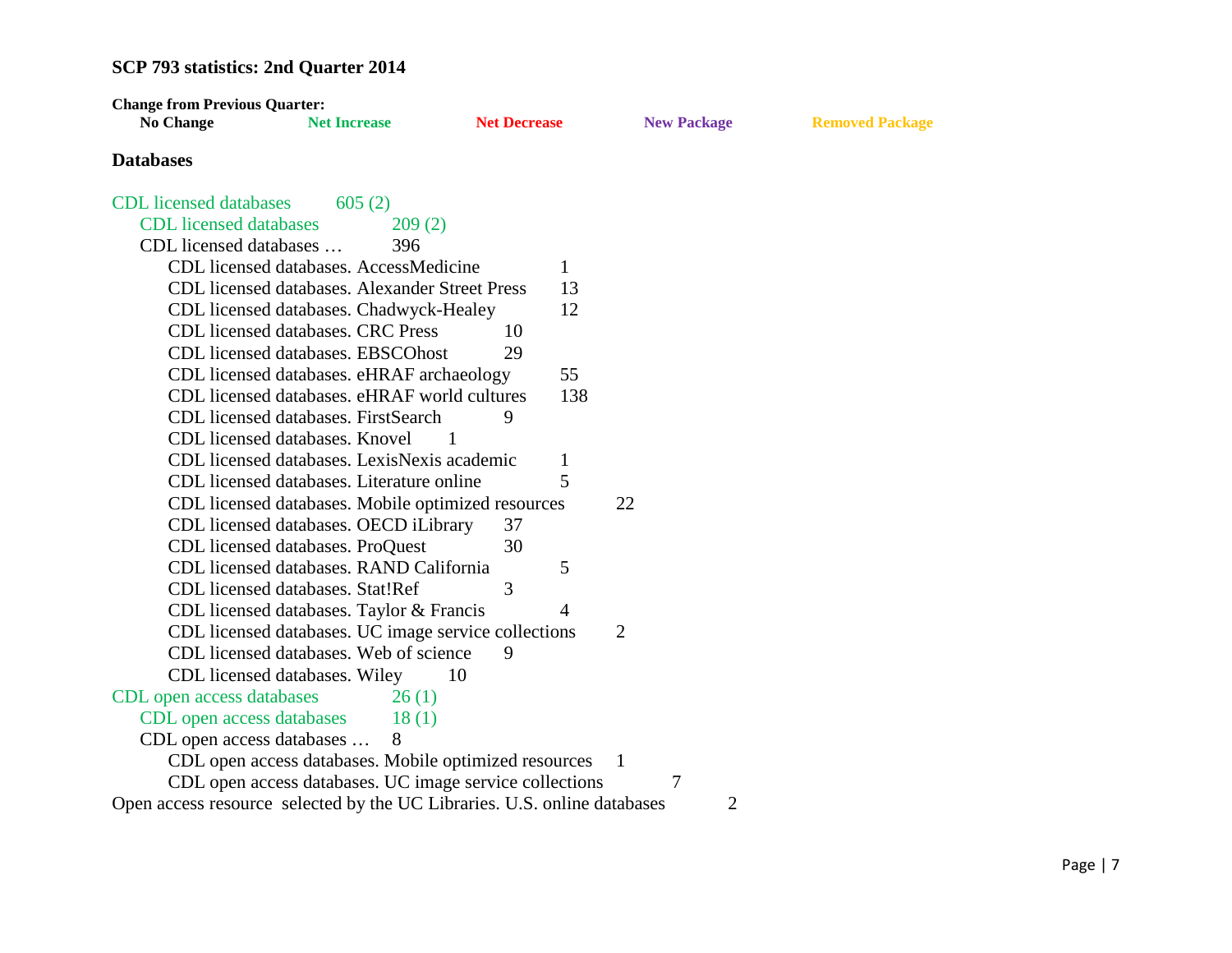**SCP 793 statistics: 2nd Quarter 2014**

**Change from Previous Quarter:**

**No Change** **Net Increase** **Net Decrease** **New Package** **Removed Package**

**Databases**

CDL licensed databases 605 (2)
- CDL licensed databases 209 (2)
- CDL licensed databases … 396
  - CDL licensed databases. AccessMedicine 1
  - CDL licensed databases. Alexander Street Press 13
  - CDL licensed databases. Chadwyck-Healey 12
  - CDL licensed databases. CRC Press 10
  - CDL licensed databases. EBSCOhost 29
  - CDL licensed databases. eHRAF archaeology 55
  - CDL licensed databases. eHRAF world cultures 138
  - CDL licensed databases. FirstSearch 9
  - CDL licensed databases. Knovel 1
  - CDL licensed databases. LexisNexis academic 1
  - CDL licensed databases. Literature online 5
  - CDL licensed databases. Mobile optimized resources 22
  - CDL licensed databases. OECD iLibrary 37
  - CDL licensed databases. ProQuest 30
  - CDL licensed databases. RAND California 5
  - CDL licensed databases. Stat!Ref 3
  - CDL licensed databases. Taylor & Francis 4
  - CDL licensed databases. UC image service collections 2
  - CDL licensed databases. Web of science 9
  - CDL licensed databases. Wiley 10

CDL open access databases 26 (1)
- CDL open access databases 18 (1)
- CDL open access databases … 8
  - CDL open access databases. Mobile optimized resources 1
  - CDL open access databases. UC image service collections 7

Open access resource selected by the UC Libraries. U.S. online databases 2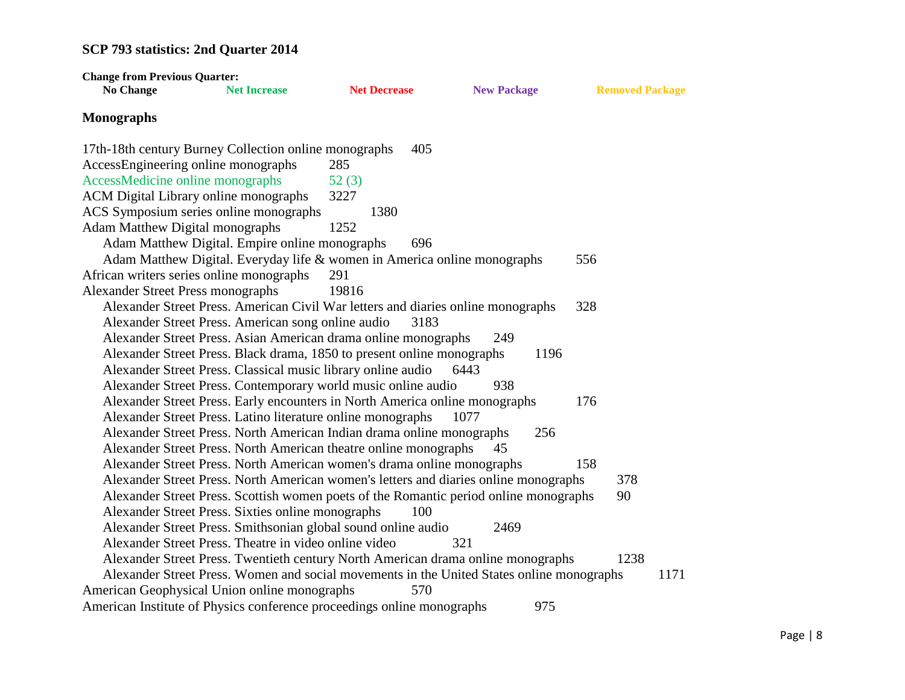### SCP 793 statistics: 2nd Quarter 2014

**Change from Previous Quarter:**

**No Change** **Net Increase** **Net Decrease** **New Package** **Removed Package**

### Monographs

17th-18th century Burney Collection online monographs 405

AccessEngineering online monographs 285

AccessMedicine online monographs 52 (3)

ACM Digital Library online monographs 3227

ACS Symposium series online monographs 1380

Adam Matthew Digital monographs 1252

- Adam Matthew Digital. Empire online monographs 696
- Adam Matthew Digital. Everyday life & women in America online monographs 556

African writers series online monographs 291

Alexander Street Press monographs 19816

- Alexander Street Press. American Civil War letters and diaries online monographs 328
- Alexander Street Press. American song online audio 3183
- Alexander Street Press. Asian American drama online monographs 249
- Alexander Street Press. Black drama, 1850 to present online monographs 1196
- Alexander Street Press. Classical music library online audio 6443
- Alexander Street Press. Contemporary world music online audio 938
- Alexander Street Press. Early encounters in North America online monographs 176
- Alexander Street Press. Latino literature online monographs 1077
- Alexander Street Press. North American Indian drama online monographs 256
- Alexander Street Press. North American theatre online monographs 45
- Alexander Street Press. North American women's drama online monographs 158
- Alexander Street Press. North American women's letters and diaries online monographs 378
- Alexander Street Press. Scottish women poets of the Romantic period online monographs 90
- Alexander Street Press. Sixties online monographs 100
- Alexander Street Press. Smithsonian global sound online audio 2469
- Alexander Street Press. Theatre in video online video 321
- Alexander Street Press. Twentieth century North American drama online monographs 1238
- Alexander Street Press. Women and social movements in the United States online monographs 1171

American Geophysical Union online monographs 570

American Institute of Physics conference proceedings online monographs 975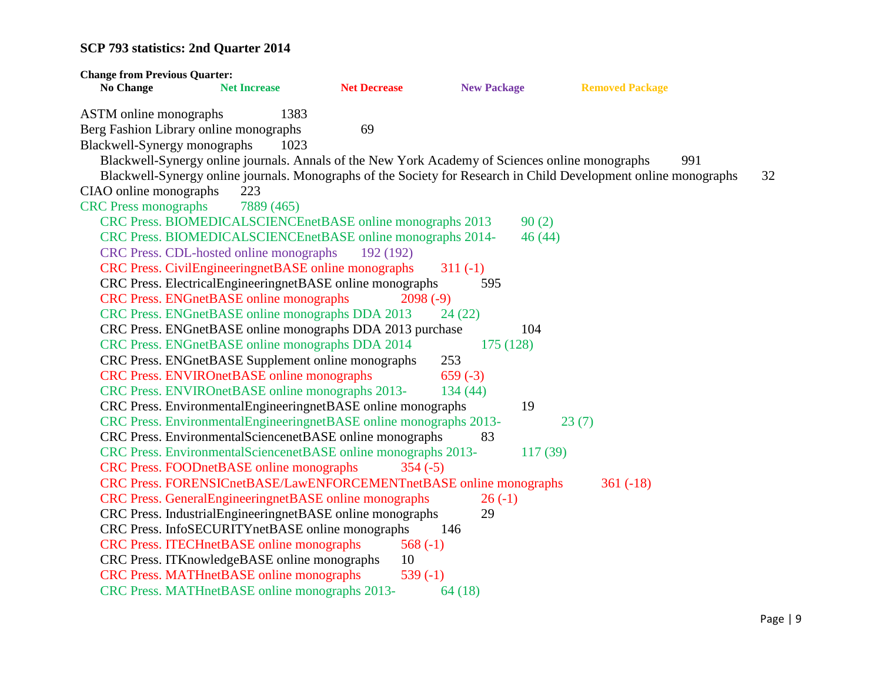**SCP 793 statistics: 2nd Quarter 2014**

**Change from Previous Quarter:**

- **No Change**
- **Net Increase**
- **Net Decrease**
- **New Package**
- **Removed Package**

ASTM online monographs 1383

Berg Fashion Library online monographs 69

Blackwell-Synergy monographs 1023

- Blackwell-Synergy online journals. Annals of the New York Academy of Sciences online monographs 991
- Blackwell-Synergy online journals. Monographs of the Society for Research in Child Development online monographs 32

CIAO online monographs 223

CRC Press monographs 7889 (465)

- CRC Press. BIOMEDICALSCIENCEnetBASE online monographs 2013 90 (2)
- CRC Press. BIOMEDICALSCIENCEnetBASE online monographs 2014- 46 (44)
- CRC Press. CDL-hosted online monographs 192 (192)
- CRC Press. CivilEngineeringnetBASE online monographs 311 (-1)
- CRC Press. ElectricalEngineeringnetBASE online monographs 595
- CRC Press. ENGnetBASE online monographs 2098 (-9)
- CRC Press. ENGnetBASE online monographs DDA 2013 24 (22)
- CRC Press. ENGnetBASE online monographs DDA 2013 purchase 104
- CRC Press. ENGnetBASE online monographs DDA 2014 175 (128)
- CRC Press. ENGnetBASE Supplement online monographs 253
- CRC Press. ENVIROnetBASE online monographs 659 (-3)
- CRC Press. ENVIROnetBASE online monographs 2013- 134 (44)
- CRC Press. EnvironmentalEngineeringnetBASE online monographs 19
- CRC Press. EnvironmentalEngineeringnetBASE online monographs 2013- 23 (7)
- CRC Press. EnvironmentalSciencenetBASE online monographs 83
- CRC Press. EnvironmentalSciencenetBASE online monographs 2013- 117 (39)
- CRC Press. FOODnetBASE online monographs 354 (-5)
- CRC Press. FORENSICnetBASE/LawENFORCEMENTnetBASE online monographs 361 (-18)
- CRC Press. GeneralEngineeringnetBASE online monographs 26 (-1)
- CRC Press. IndustrialEngineeringnetBASE online monographs 29
- CRC Press. InfoSECURITYnetBASE online monographs 146
- CRC Press. ITECHnetBASE online monographs 568 (-1)
- CRC Press. ITKnowledgeBASE online monographs 10
- CRC Press. MATHnetBASE online monographs 539 (-1)
- CRC Press. MATHnetBASE online monographs 2013- 64 (18)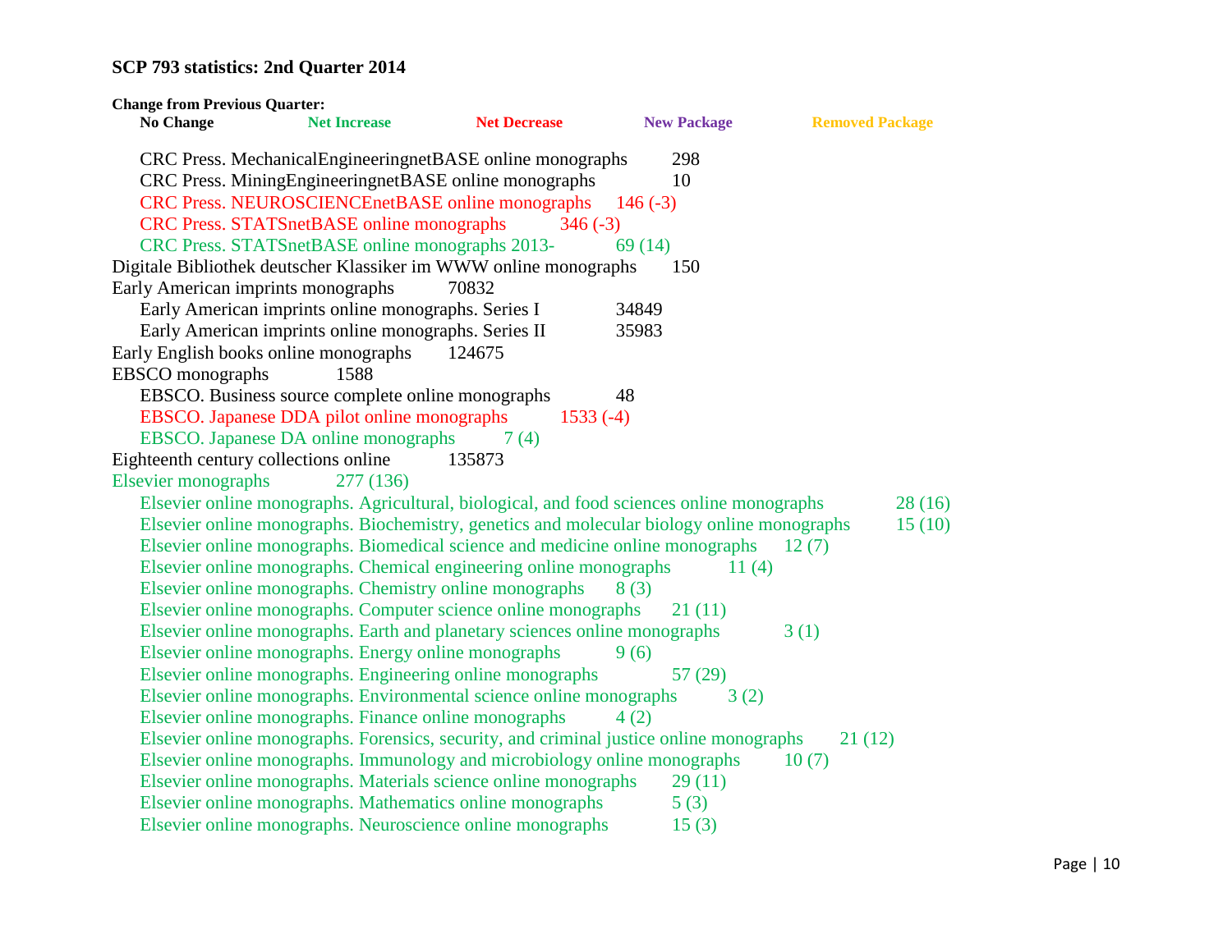**SCP 793 statistics: 2nd Quarter 2014**

**Change from Previous Quarter:**

**No Change** **Net Increase** **Net Decrease** **New Package** **Removed Package**

- CRC Press. MechanicalEngineeringnetBASE online monographs 298
- CRC Press. MiningEngineeringnetBASE online monographs 10
- CRC Press. NEUROSCIENCEnetBASE online monographs 146 (-3)
- CRC Press. STATSnetBASE online monographs 346 (-3)
- CRC Press. STATSnetBASE online monographs 2013- 69 (14)

Digitale Bibliothek deutscher Klassiker im WWW online monographs 150

Early American imprints monographs 70832

- Early American imprints online monographs. Series I 34849
- Early American imprints online monographs. Series II 35983

Early English books online monographs 124675

EBSCO monographs 1588

- EBSCO. Business source complete online monographs 48
- EBSCO. Japanese DDA pilot online monographs 1533 (-4)
- EBSCO. Japanese DA online monographs 7 (4)

Eighteenth century collections online 135873

Elsevier monographs 277 (136)

- Elsevier online monographs. Agricultural, biological, and food sciences online monographs 28 (16)
- Elsevier online monographs. Biochemistry, genetics and molecular biology online monographs 15 (10)
- Elsevier online monographs. Biomedical science and medicine online monographs 12 (7)
- Elsevier online monographs. Chemical engineering online monographs 11 (4)
- Elsevier online monographs. Chemistry online monographs 8 (3)
- Elsevier online monographs. Computer science online monographs 21 (11)
- Elsevier online monographs. Earth and planetary sciences online monographs 3 (1)
- Elsevier online monographs. Energy online monographs 9 (6)
- Elsevier online monographs. Engineering online monographs 57 (29)
- Elsevier online monographs. Environmental science online monographs 3 (2)
- Elsevier online monographs. Finance online monographs 4 (2)
- Elsevier online monographs. Forensics, security, and criminal justice online monographs 21 (12)
- Elsevier online monographs. Immunology and microbiology online monographs 10 (7)
- Elsevier online monographs. Materials science online monographs 29 (11)
- Elsevier online monographs. Mathematics online monographs 5 (3)
- Elsevier online monographs. Neuroscience online monographs 15 (3)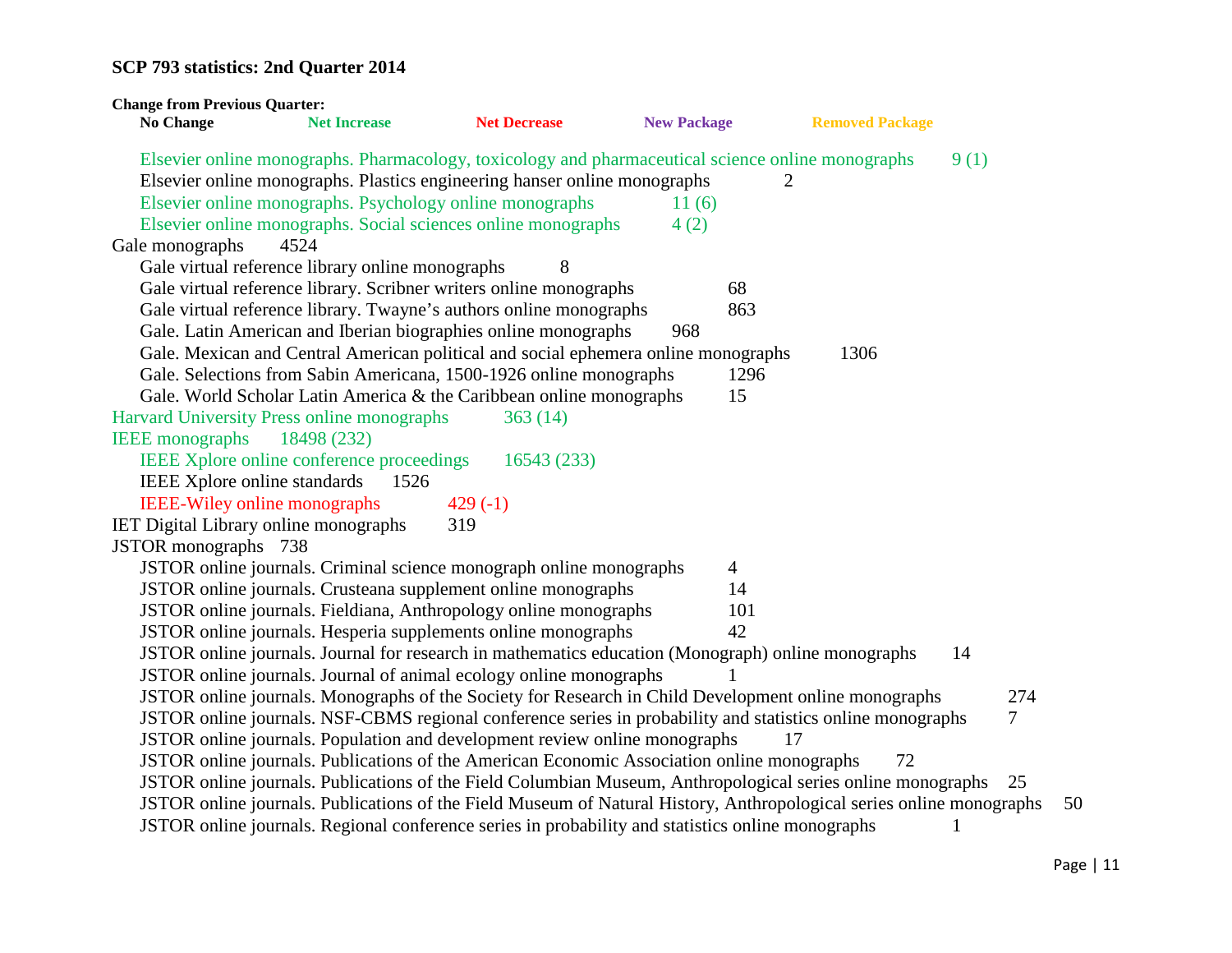**SCP 793 statistics: 2nd Quarter 2014**

**Change from Previous Quarter:**

**No Change** **Net Increase** **Net Decrease** **New Package** **Removed Package**

- Elsevier online monographs. Pharmacology, toxicology and pharmaceutical science online monographs 9 (1)
- Elsevier online monographs. Plastics engineering hanser online monographs 2
- Elsevier online monographs. Psychology online monographs 11 (6)
- Elsevier online monographs. Social sciences online monographs 4 (2)

Gale monographs 4524

- Gale virtual reference library online monographs 8
- Gale virtual reference library. Scribner writers online monographs 68
- Gale virtual reference library. Twayne's authors online monographs 863
- Gale. Latin American and Iberian biographies online monographs 968
- Gale. Mexican and Central American political and social ephemera online monographs 1306
- Gale. Selections from Sabin Americana, 1500-1926 online monographs 1296
- Gale. World Scholar Latin America & the Caribbean online monographs 15

Harvard University Press online monographs 363 (14)

IEEE monographs 18498 (232)

- IEEE Xplore online conference proceedings 16543 (233)
- IEEE Xplore online standards 1526
- IEEE-Wiley online monographs 429 (-1)

IET Digital Library online monographs 319

JSTOR monographs 738

- JSTOR online journals. Criminal science monograph online monographs 4
- JSTOR online journals. Crusteana supplement online monographs 14
- JSTOR online journals. Fieldiana, Anthropology online monographs 101
- JSTOR online journals. Hesperia supplements online monographs 42
- JSTOR online journals. Journal for research in mathematics education (Monograph) online monographs 14
- JSTOR online journals. Journal of animal ecology online monographs 1
- JSTOR online journals. Monographs of the Society for Research in Child Development online monographs 274
- JSTOR online journals. NSF-CBMS regional conference series in probability and statistics online monographs 7
- JSTOR online journals. Population and development review online monographs 17
- JSTOR online journals. Publications of the American Economic Association online monographs 72
- JSTOR online journals. Publications of the Field Columbian Museum, Anthropological series online monographs 25
- JSTOR online journals. Publications of the Field Museum of Natural History, Anthropological series online monographs 50
- JSTOR online journals. Regional conference series in probability and statistics online monographs 1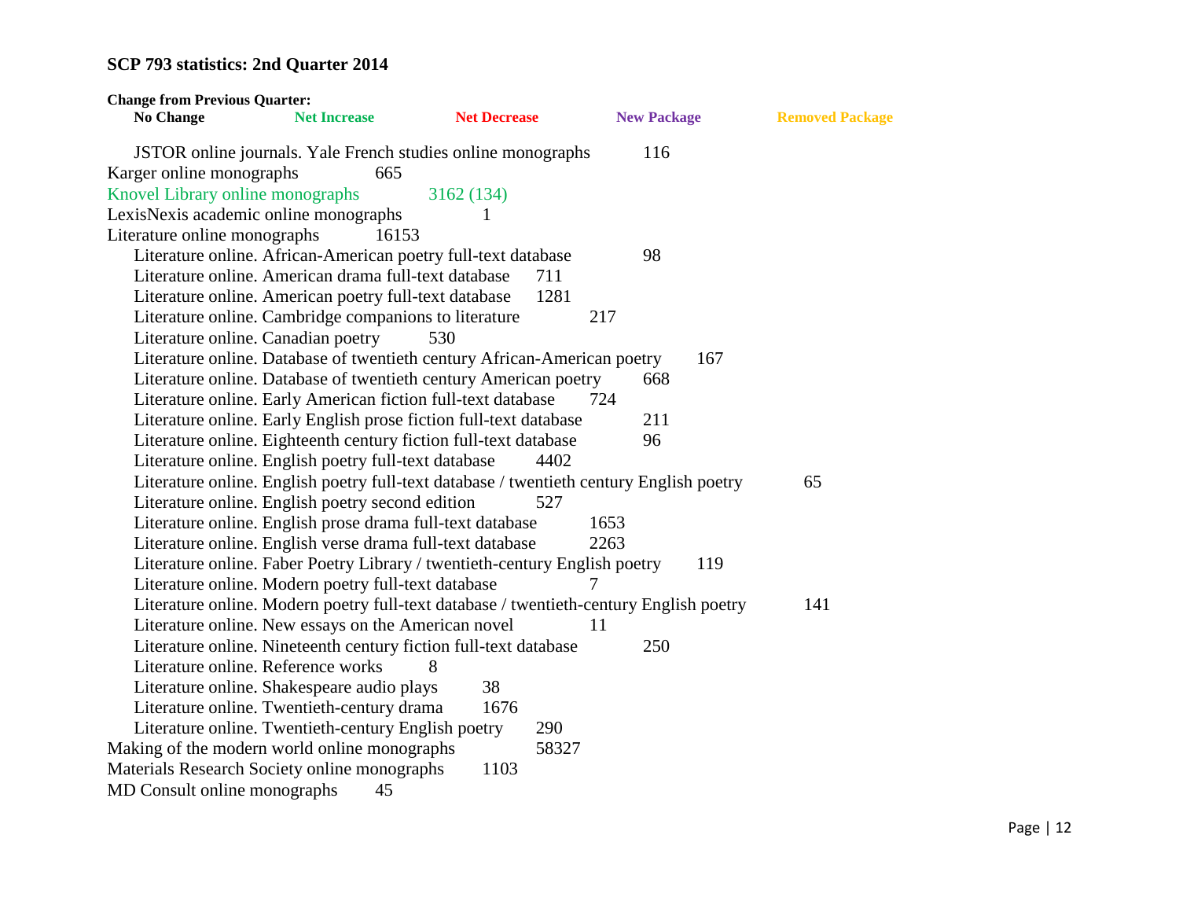**SCP 793 statistics: 2nd Quarter 2014**

**Change from Previous Quarter:**

**No Change** **Net Increase** **Net Decrease** **New Package** **Removed Package**

JSTOR online journals. Yale French studies online monographs 116

Karger online monographs 665

Knovel Library online monographs 3162 (134)

LexisNexis academic online monographs 1

Literature online monographs 16153

Literature online. African-American poetry full-text database 98

Literature online. American drama full-text database 711

Literature online. American poetry full-text database 1281

Literature online. Cambridge companions to literature 217

Literature online. Canadian poetry 530

Literature online. Database of twentieth century African-American poetry 167

Literature online. Database of twentieth century American poetry 668

Literature online. Early American fiction full-text database 724

Literature online. Early English prose fiction full-text database 211

Literature online. Eighteenth century fiction full-text database 96

Literature online. English poetry full-text database 4402

Literature online. English poetry full-text database / twentieth century English poetry 65

Literature online. English poetry second edition 527

Literature online. English prose drama full-text database 1653

Literature online. English verse drama full-text database 2263

Literature online. Faber Poetry Library / twentieth-century English poetry 119

Literature online. Modern poetry full-text database 7

Literature online. Modern poetry full-text database / twentieth-century English poetry 141

Literature online. New essays on the American novel 11

Literature online. Nineteenth century fiction full-text database 250

Literature online. Reference works 8

Literature online. Shakespeare audio plays 38

Literature online. Twentieth-century drama 1676

Literature online. Twentieth-century English poetry 290

Making of the modern world online monographs 58327

Materials Research Society online monographs 1103

MD Consult online monographs 45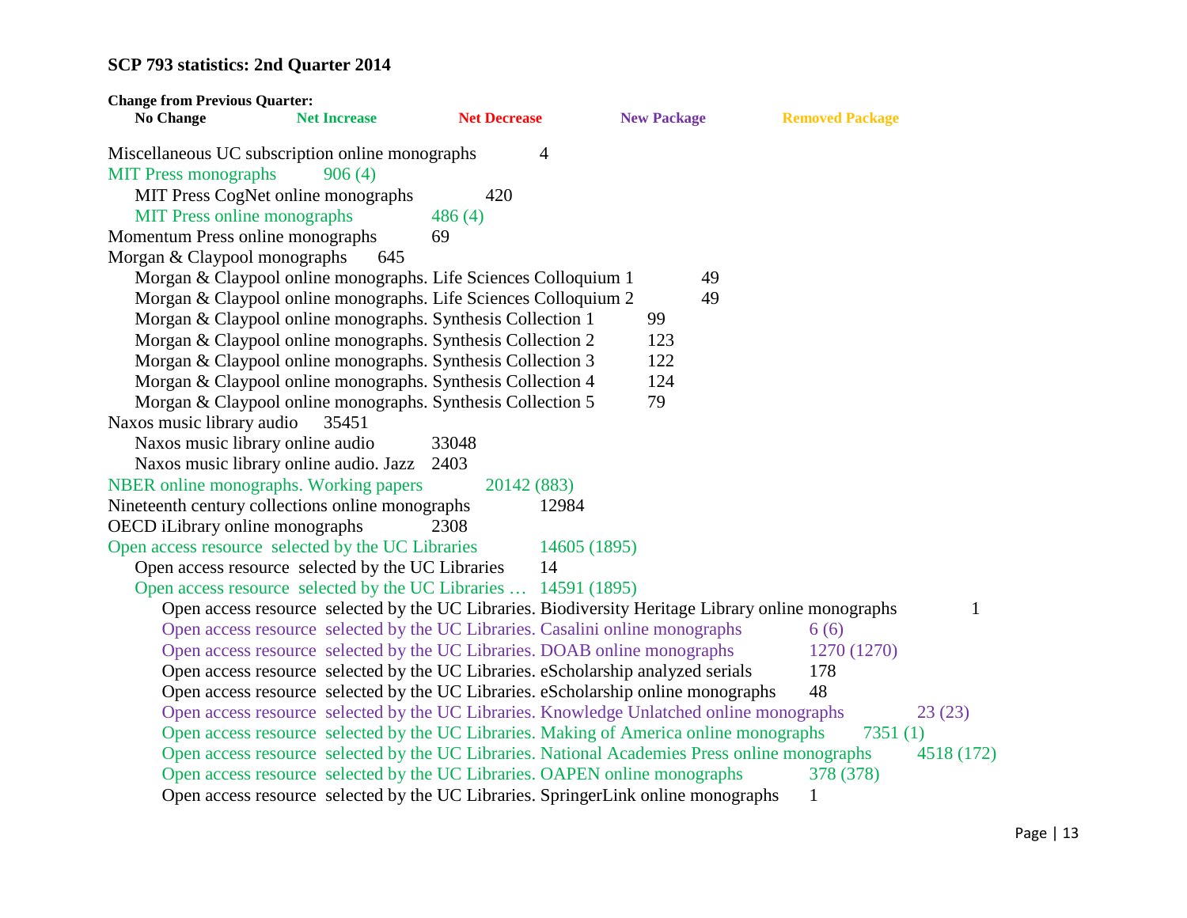**SCP 793 statistics: 2nd Quarter 2014**

**Change from Previous Quarter:**

**No Change** **Net Increase** **Net Decrease** **New Package** **Removed Package**

Miscellaneous UC subscription online monographs 4

MIT Press monographs 906 (4)

- MIT Press CogNet online monographs 420
- MIT Press online monographs 486 (4)

Momentum Press online monographs 69

Morgan & Claypool monographs 645

- Morgan & Claypool online monographs. Life Sciences Colloquium 1 49
- Morgan & Claypool online monographs. Life Sciences Colloquium 2 49
- Morgan & Claypool online monographs. Synthesis Collection 1 99
- Morgan & Claypool online monographs. Synthesis Collection 2 123
- Morgan & Claypool online monographs. Synthesis Collection 3 122
- Morgan & Claypool online monographs. Synthesis Collection 4 124
- Morgan & Claypool online monographs. Synthesis Collection 5 79

Naxos music library audio 35451

- Naxos music library online audio 33048
- Naxos music library online audio. Jazz 2403

NBER online monographs. Working papers 20142 (883)

Nineteenth century collections online monographs 12984

OECD iLibrary online monographs 2308

Open access resource selected by the UC Libraries 14605 (1895)

- Open access resource selected by the UC Libraries 14
- Open access resource selected by the UC Libraries … 14591 (1895)
  - Open access resource selected by the UC Libraries. Biodiversity Heritage Library online monographs 1
  - Open access resource selected by the UC Libraries. Casalini online monographs 6 (6)
  - Open access resource selected by the UC Libraries. DOAB online monographs 1270 (1270)
  - Open access resource selected by the UC Libraries. eScholarship analyzed serials 178
  - Open access resource selected by the UC Libraries. eScholarship online monographs 48
  - Open access resource selected by the UC Libraries. Knowledge Unlatched online monographs 23 (23)
  - Open access resource selected by the UC Libraries. Making of America online monographs 7351 (1)
  - Open access resource selected by the UC Libraries. National Academies Press online monographs 4518 (172)
  - Open access resource selected by the UC Libraries. OAPEN online monographs 378 (378)
  - Open access resource selected by the UC Libraries. SpringerLink online monographs 1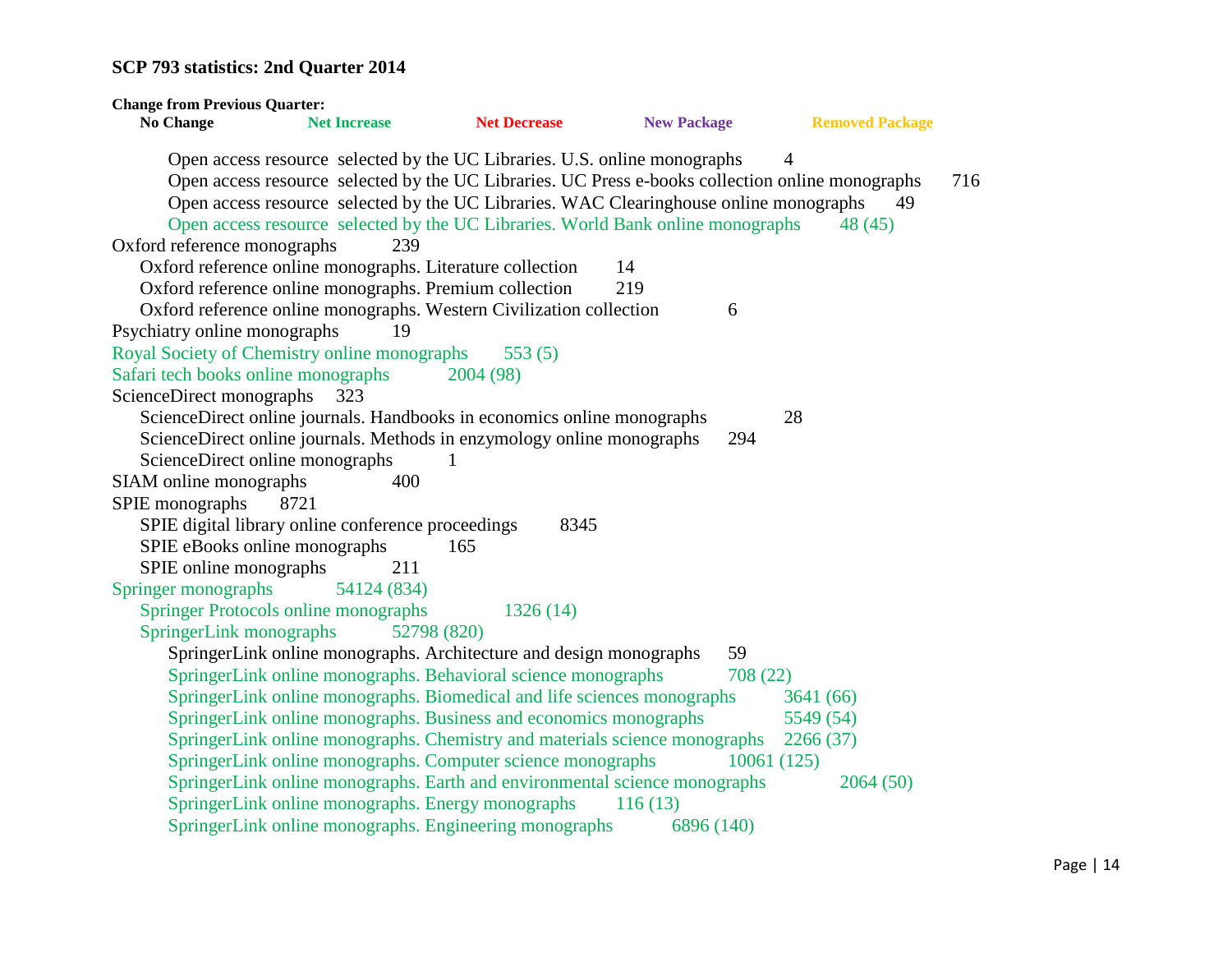**SCP 793 statistics: 2nd Quarter 2014**

**Change from Previous Quarter:**

**No Change** **Net Increase** **Net Decrease** **New Package** **Removed Package**

- Open access resource selected by the UC Libraries. U.S. online monographs 4
- Open access resource selected by the UC Libraries. UC Press e-books collection online monographs 716
- Open access resource selected by the UC Libraries. WAC Clearinghouse online monographs 49
- Open access resource selected by the UC Libraries. World Bank online monographs 48 (45)

Oxford reference monographs 239

- Oxford reference online monographs. Literature collection 14
- Oxford reference online monographs. Premium collection 219
- Oxford reference online monographs. Western Civilization collection 6

Psychiatry online monographs 19

Royal Society of Chemistry online monographs 553 (5)

Safari tech books online monographs 2004 (98)

ScienceDirect monographs 323

- ScienceDirect online journals. Handbooks in economics online monographs 28
- ScienceDirect online journals. Methods in enzymology online monographs 294
- ScienceDirect online monographs 1

SIAM online monographs 400

SPIE monographs 8721

- SPIE digital library online conference proceedings 8345
- SPIE eBooks online monographs 165
- SPIE online monographs 211

Springer monographs 54124 (834)

- Springer Protocols online monographs 1326 (14)
- SpringerLink monographs 52798 (820)
  - SpringerLink online monographs. Architecture and design monographs 59
  - SpringerLink online monographs. Behavioral science monographs 708 (22)
  - SpringerLink online monographs. Biomedical and life sciences monographs 3641 (66)
  - SpringerLink online monographs. Business and economics monographs 5549 (54)
  - SpringerLink online monographs. Chemistry and materials science monographs 2266 (37)
  - SpringerLink online monographs. Computer science monographs 10061 (125)
  - SpringerLink online monographs. Earth and environmental science monographs 2064 (50)
  - SpringerLink online monographs. Energy monographs 116 (13)
  - SpringerLink online monographs. Engineering monographs 6896 (140)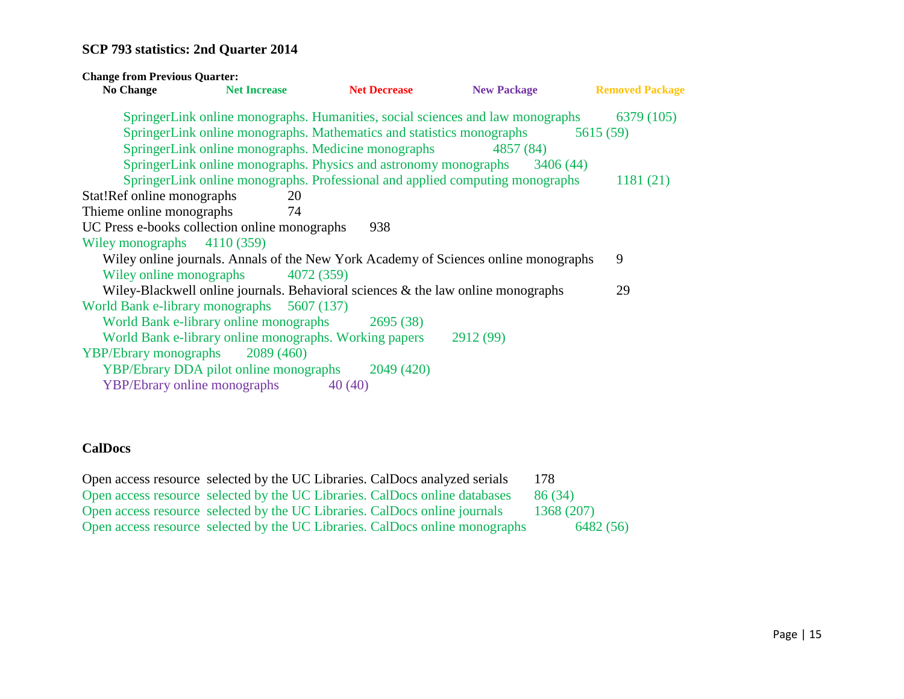**SCP 793 statistics: 2nd Quarter 2014**

**Change from Previous Quarter:**

**No Change** **Net Increase** **Net Decrease** **New Package** **Removed Package**

- SpringerLink online monographs. Humanities, social sciences and law monographs 6379 (105)
- SpringerLink online monographs. Mathematics and statistics monographs 5615 (59)
- SpringerLink online monographs. Medicine monographs 4857 (84)
- SpringerLink online monographs. Physics and astronomy monographs 3406 (44)
- SpringerLink online monographs. Professional and applied computing monographs 1181 (21)

Stat!Ref online monographs 20

Thieme online monographs 74

UC Press e-books collection online monographs 938

Wiley monographs 4110 (359)

- Wiley online journals. Annals of the New York Academy of Sciences online monographs 9
- Wiley online monographs 4072 (359)
- Wiley-Blackwell online journals. Behavioral sciences & the law online monographs 29

World Bank e-library monographs 5607 (137)

- World Bank e-library online monographs 2695 (38)
- World Bank e-library online monographs. Working papers 2912 (99)

YBP/Ebrary monographs 2089 (460)

- YBP/Ebrary DDA pilot online monographs 2049 (420)
- YBP/Ebrary online monographs 40 (40)

**CalDocs**

Open access resource selected by the UC Libraries. CalDocs analyzed serials 178

Open access resource selected by the UC Libraries. CalDocs online databases 86 (34)

Open access resource selected by the UC Libraries. CalDocs online journals 1368 (207)

Open access resource selected by the UC Libraries. CalDocs online monographs 6482 (56)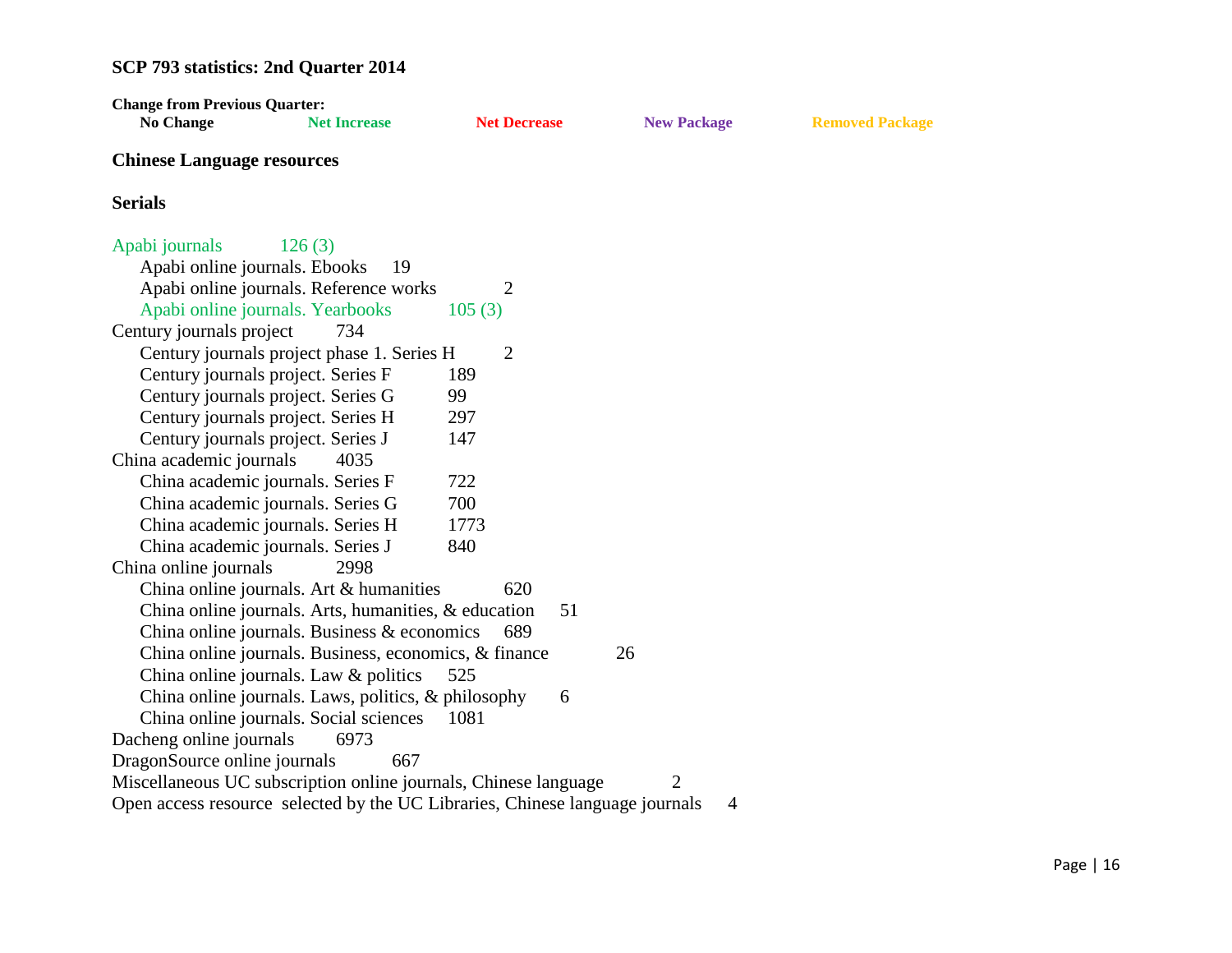## SCP 793 statistics: 2nd Quarter 2014

**Change from Previous Quarter:**

**No Change** **Net Increase** **Net Decrease** **New Package** **Removed Package**

### Chinese Language resources

### Serials

Apabi journals 126 (3)
- Apabi online journals. Ebooks 19
- Apabi online journals. Reference works 2
- Apabi online journals. Yearbooks 105 (3)

Century journals project 734
- Century journals project phase 1. Series H 2
- Century journals project. Series F 189
- Century journals project. Series G 99
- Century journals project. Series H 297
- Century journals project. Series J 147

China academic journals 4035
- China academic journals. Series F 722
- China academic journals. Series G 700
- China academic journals. Series H 1773
- China academic journals. Series J 840

China online journals 2998
- China online journals. Art & humanities 620
- China online journals. Arts, humanities, & education 51
- China online journals. Business & economics 689
- China online journals. Business, economics, & finance 26
- China online journals. Law & politics 525
- China online journals. Laws, politics, & philosophy 6
- China online journals. Social sciences 1081

Dacheng online journals 6973

DragonSource online journals 667

Miscellaneous UC subscription online journals, Chinese language 2

Open access resource selected by the UC Libraries, Chinese language journals 4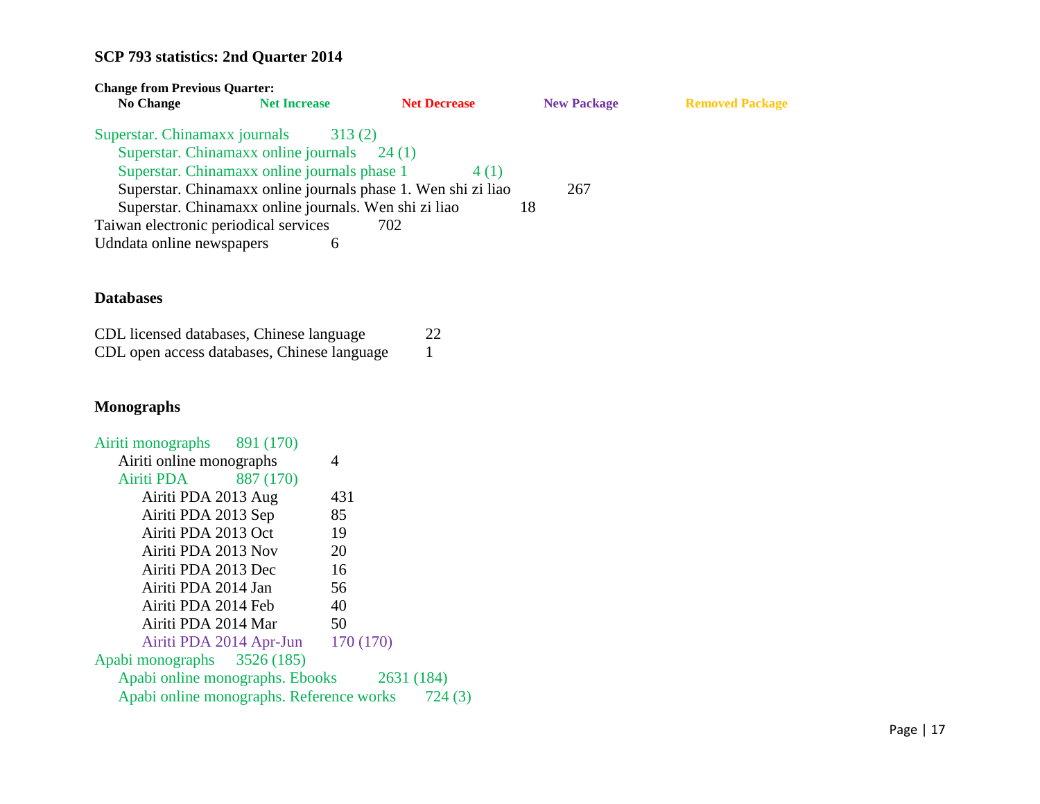**SCP 793 statistics: 2nd Quarter 2014**

**Change from Previous Quarter:**
**No Change** **Net Increase** **Net Decrease** **New Package** **Removed Package**

Superstar. Chinamaxx journals 313 (2)
- Superstar. Chinamaxx online journals 24 (1)
- Superstar. Chinamaxx online journals phase 1 4 (1)
- Superstar. Chinamaxx online journals phase 1. Wen shi zi liao 267
- Superstar. Chinamaxx online journals. Wen shi zi liao 18

Taiwan electronic periodical services 702
Udndata online newspapers 6

## Databases

CDL licensed databases, Chinese language 22
CDL open access databases, Chinese language 1

## Monographs

Airiti monographs 891 (170)
- Airiti online monographs 4
- Airiti PDA 887 (170)
  - Airiti PDA 2013 Aug 431
  - Airiti PDA 2013 Sep 85
  - Airiti PDA 2013 Oct 19
  - Airiti PDA 2013 Nov 20
  - Airiti PDA 2013 Dec 16
  - Airiti PDA 2014 Jan 56
  - Airiti PDA 2014 Feb 40
  - Airiti PDA 2014 Mar 50
  - Airiti PDA 2014 Apr-Jun 170 (170)

Apabi monographs 3526 (185)
- Apabi online monographs. Ebooks 2631 (184)
- Apabi online monographs. Reference works 724 (3)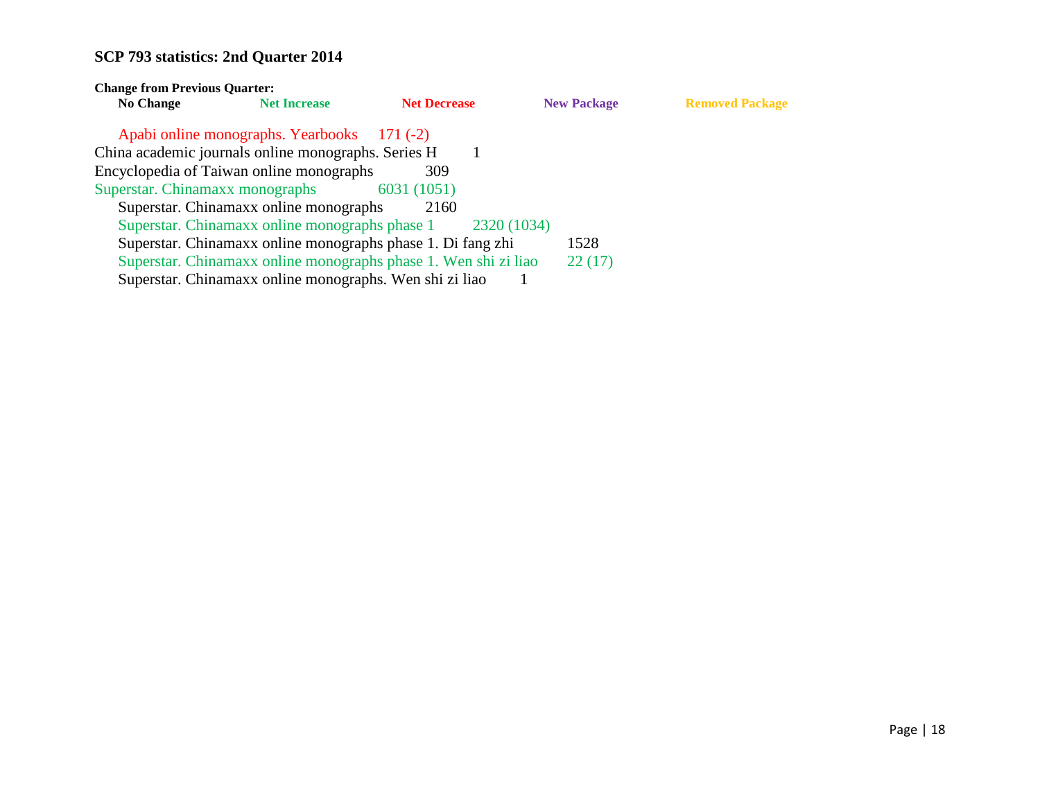**SCP 793 statistics: 2nd Quarter 2014**

**Change from Previous Quarter:**

**No Change** **Net Increase** **Net Decrease** **New Package** **Removed Package**

Apabi online monographs. Yearbooks 171 (-2)

China academic journals online monographs. Series H 1

Encyclopedia of Taiwan online monographs 309

Superstar. Chinamaxx monographs 6031 (1051)

Superstar. Chinamaxx online monographs 2160

Superstar. Chinamaxx online monographs phase 1 2320 (1034)

Superstar. Chinamaxx online monographs phase 1. Di fang zhi 1528

Superstar. Chinamaxx online monographs phase 1. Wen shi zi liao 22 (17)

Superstar. Chinamaxx online monographs. Wen shi zi liao 1